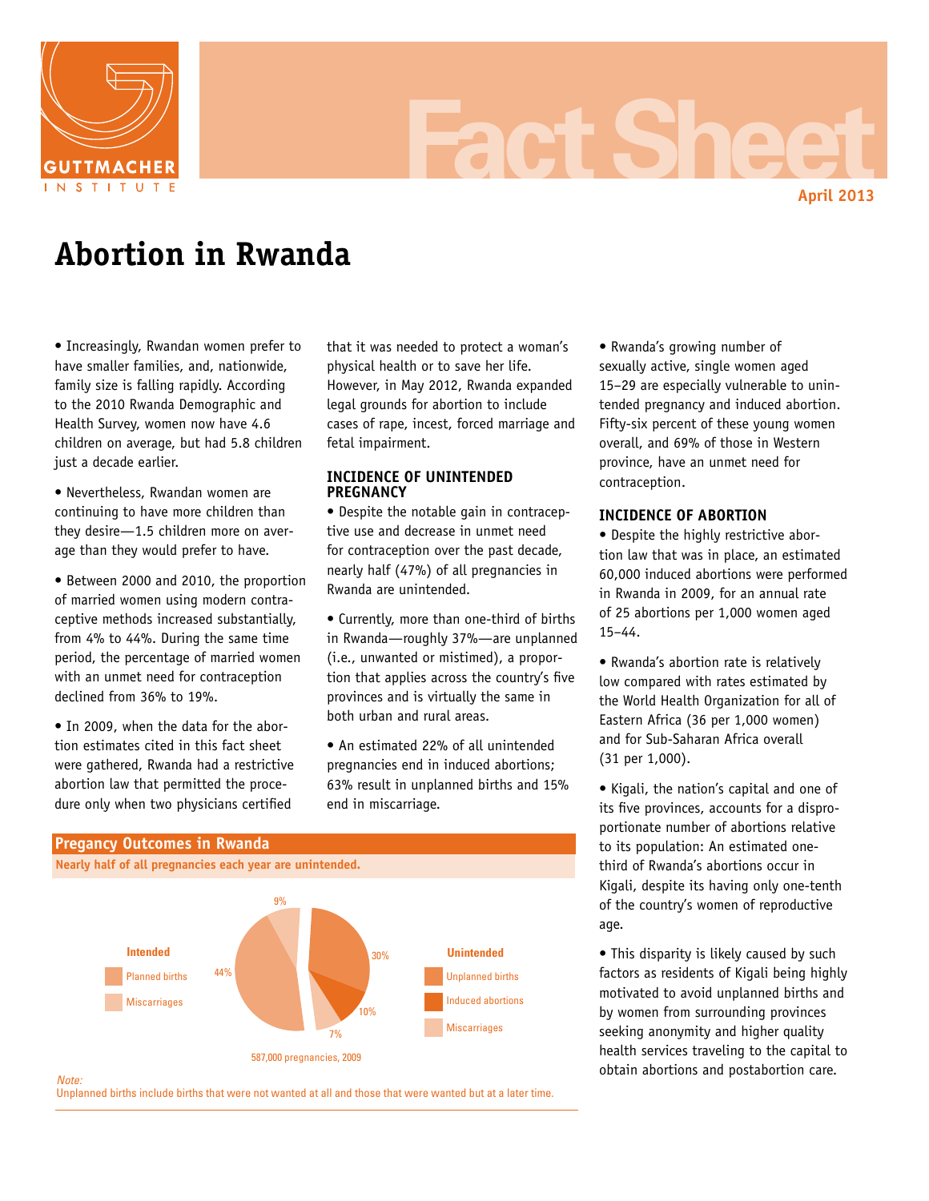# Abortion in Rwanda

April 2013

- Increasingly, Rwandan women prefer to have smaller families, and, nationwide, family size is falling rapidly. According to the 2010 Rwanda Demographic and Health Survey, women now have 4.6 children on average, but had 5.8 children just a decade earlier.

- Nevertheless, Rwandan women are continuing to have more children than they desire—1.5 children more on average than they would prefer to have.

- Between 2000 and 2010, the proportion of married women using modern contraceptive methods increased substantially, from 4% to 44%. During the same time period, the percentage of married women with an unmet need for contraception declined from 36% to 19%.

- In 2009, when the data for the abortion estimates cited in this fact sheet were gathered, Rwanda had a restrictive abortion law that permitted the procedure only when two physicians certified that it was needed to protect a woman's physical health or to save her life. However, in May 2012, Rwanda expanded legal grounds for abortion to include cases of rape, incest, forced marriage and fetal impairment.

## INCIDENCE OF UNINTENDED PREGNANCY

- Despite the notable gain in contraceptive use and decrease in unmet need for contraception over the past decade, nearly half (47%) of all pregnancies in Rwanda are unintended.

- Currently, more than one-third of births in Rwanda—roughly 37%—are unplanned (i.e., unwanted or mistimed), a proportion that applies across the country's five provinces and is virtually the same in both urban and rural areas.

- An estimated 22% of all unintended pregnancies end in induced abortions; 63% result in unplanned births and 15% end in miscarriage.

- Rwanda's growing number of sexually active, single women aged 15–29 are especially vulnerable to unintended pregnancy and induced abortion. Fifty-six percent of these young women overall, and 69% of those in Western province, have an unmet need for contraception.

## INCIDENCE OF ABORTION

- Despite the highly restrictive abortion law that was in place, an estimated 60,000 induced abortions were performed in Rwanda in 2009, for an annual rate of 25 abortions per 1,000 women aged 15–44.

- Rwanda's abortion rate is relatively low compared with rates estimated by the World Health Organization for all of Eastern Africa (36 per 1,000 women) and for Sub-Saharan Africa overall (31 per 1,000).

- Kigali, the nation's capital and one of its five provinces, accounts for a disproportionate number of abortions relative to its population: An estimated one-third of Rwanda's abortions occur in Kigali, despite its having only one-tenth of the country's women of reproductive age.

- This disparity is likely caused by such factors as residents of Kigali being highly motivated to avoid unplanned births and by women from surrounding provinces seeking anonymity and higher quality health services traveling to the capital to obtain abortions and postabortion care.

**Pregancy Outcomes in Rwanda**

**Nearly half of all pregnancies each year are unintended.**

| | Outcome | % |
|---|---|---|
| Intended | Planned births | 44% |
| | Miscarriages | 9% |
| Unintended | Unplanned births | 30% |
| | Induced abortions | 10% |
| | Miscarriages | 7% |

587,000 pregnancies, 2009

*Note:*
Unplanned births include births that were not wanted at all and those that were wanted but at a later time.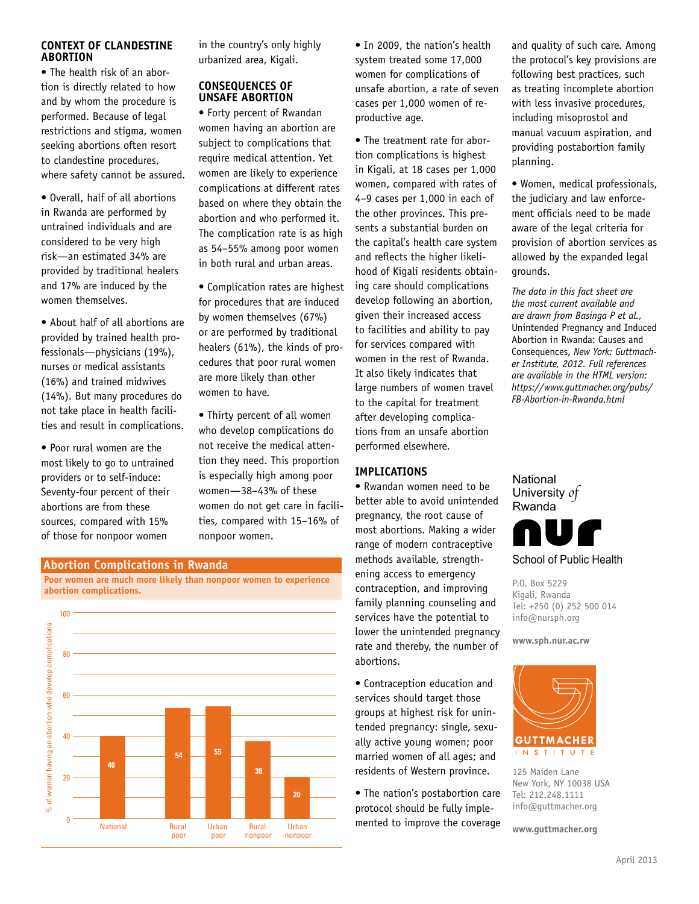## CONTEXT OF CLANDESTINE ABORTION

- The health risk of an abortion is directly related to how and by whom the procedure is performed. Because of legal restrictions and stigma, women seeking abortions often resort to clandestine procedures, where safety cannot be assured.

- Overall, half of all abortions in Rwanda are performed by untrained individuals and are considered to be very high risk—an estimated 34% are provided by traditional healers and 17% are induced by the women themselves.

- About half of all abortions are provided by trained health professionals—physicians (19%), nurses or medical assistants (16%) and trained midwives (14%). But many procedures do not take place in health facilities and result in complications.

- Poor rural women are the most likely to go to untrained providers or to self-induce: Seventy-four percent of their abortions are from these sources, compared with 15% of those for nonpoor women in the country's only highly urbanized area, Kigali.

## CONSEQUENCES OF UNSAFE ABORTION

- Forty percent of Rwandan women having an abortion are subject to complications that require medical attention. Yet women are likely to experience complications at different rates based on where they obtain the abortion and who performed it. The complication rate is as high as 54–55% among poor women in both rural and urban areas.

- Complication rates are highest for procedures that are induced by women themselves (67%) or are performed by traditional healers (61%), the kinds of procedures that poor rural women are more likely than other women to have.

- Thirty percent of all women who develop complications do not receive the medical attention they need. This proportion is especially high among poor women—38–43% of these women do not get care in facilities, compared with 15–16% of nonpoor women.

**Abortion Complications in Rwanda**

**Poor women are much more likely than nonpoor women to experience abortion complications.**

% of women having an abortion who develop complications

100
80
60
40
20
0

40 National
54 Rural poor
55 Urban poor
38 Rural nonpoor
20 Urban nonpoor

- In 2009, the nation's health system treated some 17,000 women for complications of unsafe abortion, a rate of seven cases per 1,000 women of reproductive age.

- The treatment rate for abortion complications is highest in Kigali, at 18 cases per 1,000 women, compared with rates of 4–9 cases per 1,000 in each of the other provinces. This presents a substantial burden on the capital's health care system and reflects the higher likelihood of Kigali residents obtaining care should complications develop following an abortion, given their increased access to facilities and ability to pay for services compared with women in the rest of Rwanda. It also likely indicates that large numbers of women travel to the capital for treatment after developing complications from an unsafe abortion performed elsewhere.

## IMPLICATIONS

- Rwandan women need to be better able to avoid unintended pregnancy, the root cause of most abortions. Making a wider range of modern contraceptive methods available, strengthening access to emergency contraception, and improving family planning counseling and services have the potential to lower the unintended pregnancy rate and thereby, the number of abortions.

- Contraception education and services should target those groups at highest risk for unintended pregnancy: single, sexually active young women; poor married women of all ages; and residents of Western province.

- The nation's postabortion care protocol should be fully implemented to improve the coverage and quality of such care. Among the protocol's key provisions are following best practices, such as treating incomplete abortion with less invasive procedures, including misoprostol and manual vacuum aspiration, and providing postabortion family planning.

- Women, medical professionals, the judiciary and law enforcement officials need to be made aware of the legal criteria for provision of abortion services as allowed by the expanded legal grounds.

*The data in this fact sheet are the most current available and are drawn from Basinga P et al.,* Unintended Pregnancy and Induced Abortion in Rwanda: Causes and Consequences, *New York: Guttmacher Institute, 2012. Full references are available in the HTML version: https://www.guttmacher.org/pubs/FB-Abortion-in-Rwanda.html*

National University *of* Rwanda
nur
School of Public Health

P.O. Box 5229
Kigali, Rwanda
Tel: +250 (0) 252 500 014
info@nursph.org

**www.sph.nur.ac.rw**

GUTTMACHER INSTITUTE

125 Maiden Lane
New York, NY 10038 USA
Tel: 212.248.1111
info@guttmacher.org

**www.guttmacher.org**

April 2013